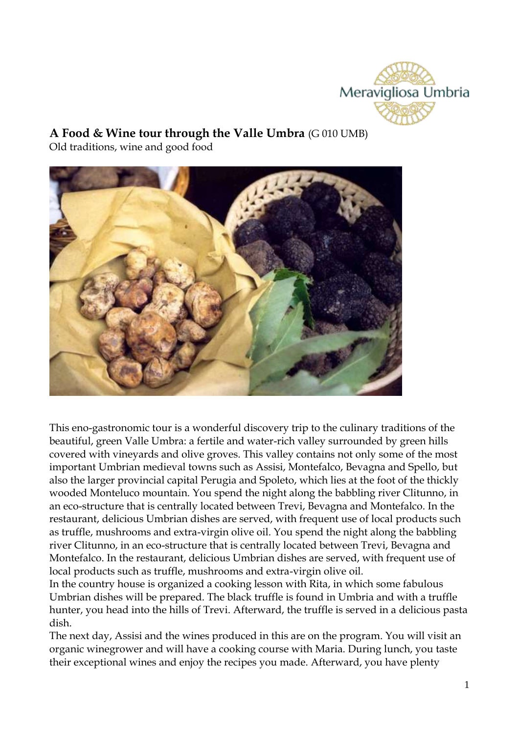# A Food & Wine tour through the Valle Umbra (G 010 UMB)

Old traditions, wine and good food

This eno-gastronomic tour is a wonderful discovery trip to the culinary traditions of the beautiful, green Valle Umbra: a fertile and water-rich valley surrounded by green hills covered with vineyards and olive groves. This valley contains not only some of the most important Umbrian medieval towns such as Assisi, Montefalco, Bevagna and Spello, but also the larger provincial capital Perugia and Spoleto, which lies at the foot of the thickly wooded Monteluco mountain. You spend the night along the babbling river Clitunno, in an eco-structure that is centrally located between Trevi, Bevagna and Montefalco. In the restaurant, delicious Umbrian dishes are served, with frequent use of local products such as truffle, mushrooms and extra-virgin olive oil. You spend the night along the babbling river Clitunno, in an eco-structure that is centrally located between Trevi, Bevagna and Montefalco. In the restaurant, delicious Umbrian dishes are served, with frequent use of local products such as truffle, mushrooms and extra-virgin olive oil.

In the country house is organized a cooking lesson with Rita, in which some fabulous Umbrian dishes will be prepared. The black truffle is found in Umbria and with a truffle hunter, you head into the hills of Trevi. Afterward, the truffle is served in a delicious pasta dish.

The next day, Assisi and the wines produced in this are on the program. You will visit an organic winegrower and will have a cooking course with Maria. During lunch, you taste their exceptional wines and enjoy the recipes you made. Afterward, you have plenty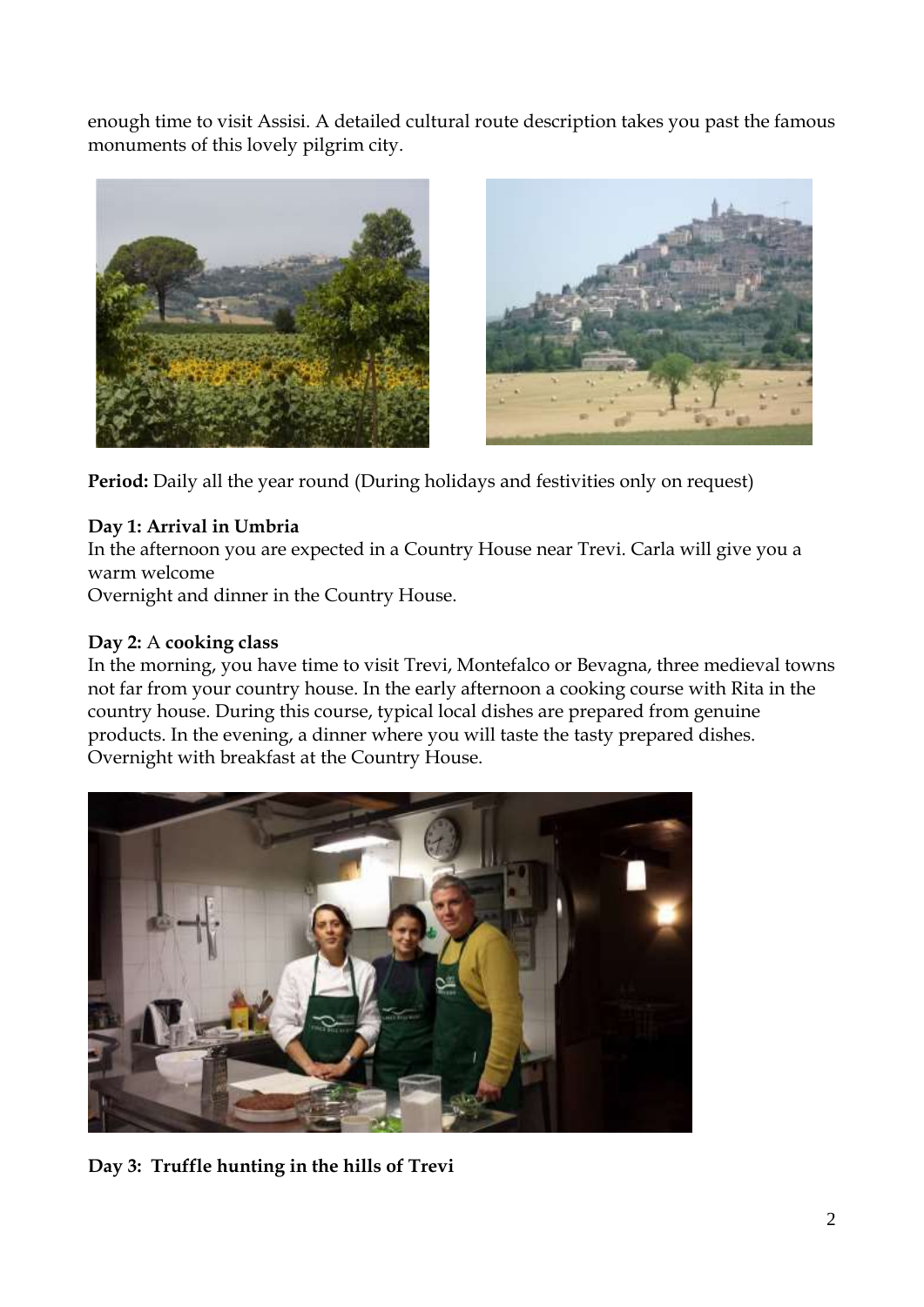enough time to visit Assisi. A detailed cultural route description takes you past the famous monuments of this lovely pilgrim city.

**Period:** Daily all the year round (During holidays and festivities only on request)

**Day 1: Arrival in Umbria**
In the afternoon you are expected in a Country House near Trevi. Carla will give you a warm welcome
Overnight and dinner in the Country House.

**Day 2:** A **cooking class**
In the morning, you have time to visit Trevi, Montefalco or Bevagna, three medieval towns not far from your country house. In the early afternoon a cooking course with Rita in the country house. During this course, typical local dishes are prepared from genuine products. In the evening, a dinner where you will taste the tasty prepared dishes. Overnight with breakfast at the Country House.

**Day 3: Truffle hunting in the hills of Trevi**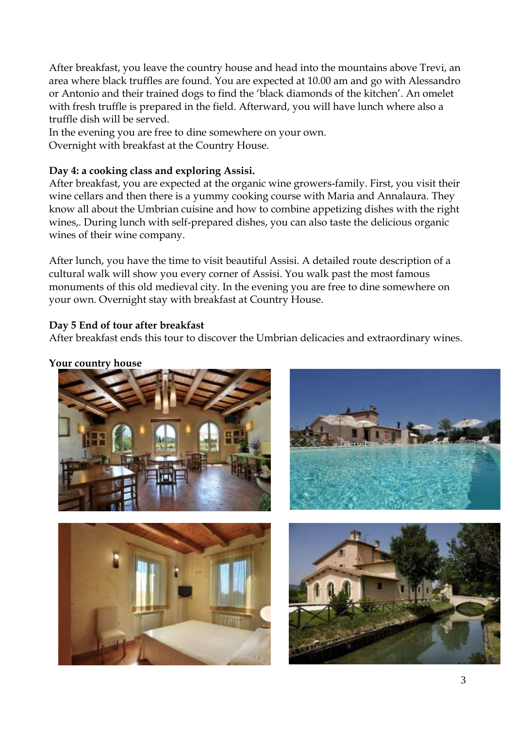After breakfast, you leave the country house and head into the mountains above Trevi, an area where black truffles are found. You are expected at 10.00 am and go with Alessandro or Antonio and their trained dogs to find the 'black diamonds of the kitchen'. An omelet with fresh truffle is prepared in the field. Afterward, you will have lunch where also a truffle dish will be served.
In the evening you are free to dine somewhere on your own.
Overnight with breakfast at the Country House.

**Day 4: a cooking class and exploring Assisi.**
After breakfast, you are expected at the organic wine growers-family. First, you visit their wine cellars and then there is a yummy cooking course with Maria and Annalaura. They know all about the Umbrian cuisine and how to combine appetizing dishes with the right wines,. During lunch with self-prepared dishes, you can also taste the delicious organic wines of their wine company.

After lunch, you have the time to visit beautiful Assisi. A detailed route description of a cultural walk will show you every corner of Assisi. You walk past the most famous monuments of this old medieval city. In the evening you are free to dine somewhere on your own. Overnight stay with breakfast at Country House.

**Day 5 End of tour after breakfast**
After breakfast ends this tour to discover the Umbrian delicacies and extraordinary wines.

**Your country house**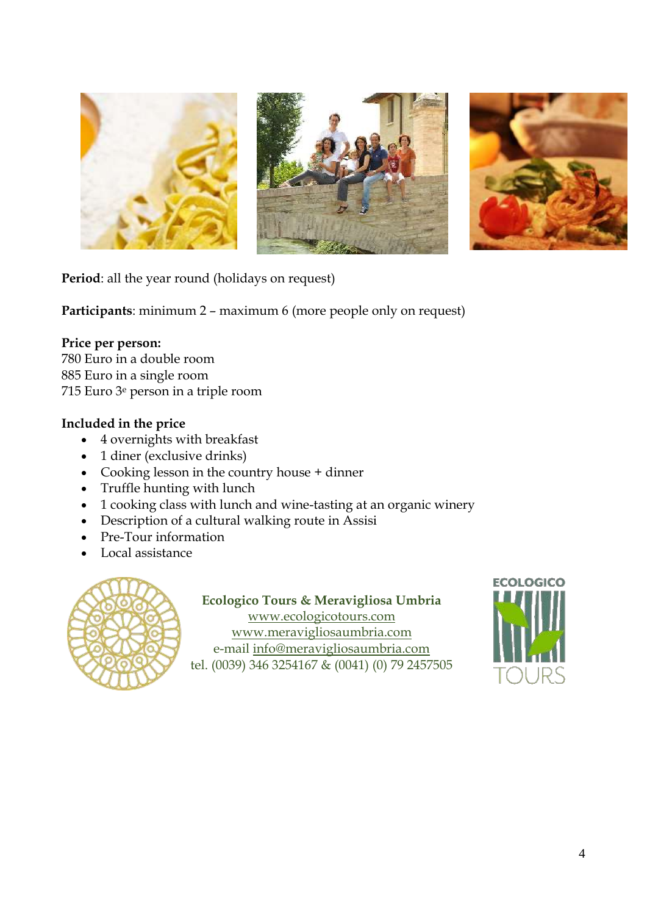**Period**: all the year round (holidays on request)

**Participants**: minimum 2 – maximum 6 (more people only on request)

**Price per person:**
780 Euro in a double room
885 Euro in a single room
715 Euro 3[e] person in a triple room

**Included in the price**

- 4 overnights with breakfast
- 1 diner (exclusive drinks)
- Cooking lesson in the country house + dinner
- Truffle hunting with lunch
- 1 cooking class with lunch and wine-tasting at an organic winery
- Description of a cultural walking route in Assisi
- Pre-Tour information
- Local assistance

**Ecologico Tours & Meravigliosa Umbria**
www.ecologicotours.com
www.meravigliosaumbria.com
e-mail info@meravigliosaumbria.com
tel. (0039) 346 3254167 & (0041) (0) 79 2457505

ECOLOGICO TOURS